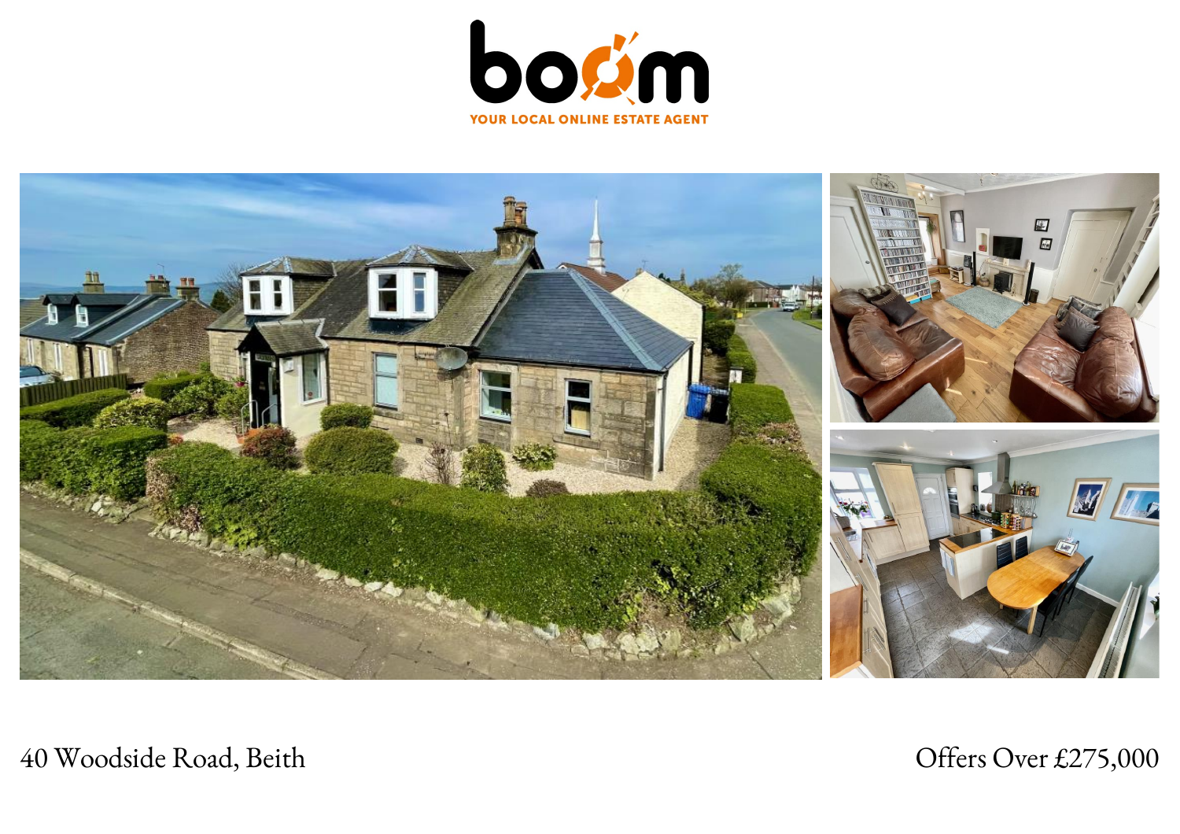boom

YOUR LOCAL ONLINE ESTATE AGENT

40 Woodside Road, Beith

Offers Over £275,000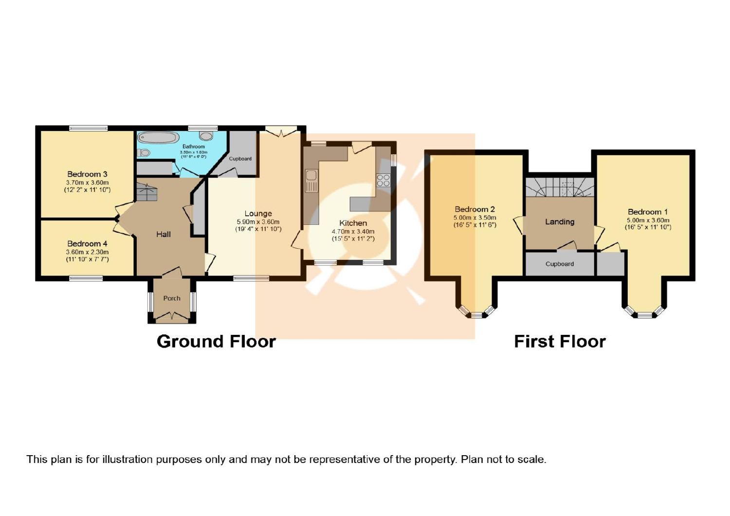## Ground Floor

- Bedroom 3 — 3.70m x 3.60m (12' 2" x 11' 10")
- Bathroom — 3.50m x 1.83m (11' 6" x 6' 0")
- Cupboard
- Hall
- Bedroom 4 — 3.60m x 2.30m (11' 10" x 7' 7")
- Porch
- Lounge — 5.90m x 3.60m (19' 4" x 11' 10")
- Kitchen — 4.70m x 3.40m (15' 5" x 11' 2")

## First Floor

- Bedroom 2 — 5.00m x 3.50m (16' 5" x 11' 6")
- Landing
- Cupboard
- Bedroom 1 — 5.00m x 3.60m (16' 5" x 11' 10")

This plan is for illustration purposes only and may not be representative of the property. Plan not to scale.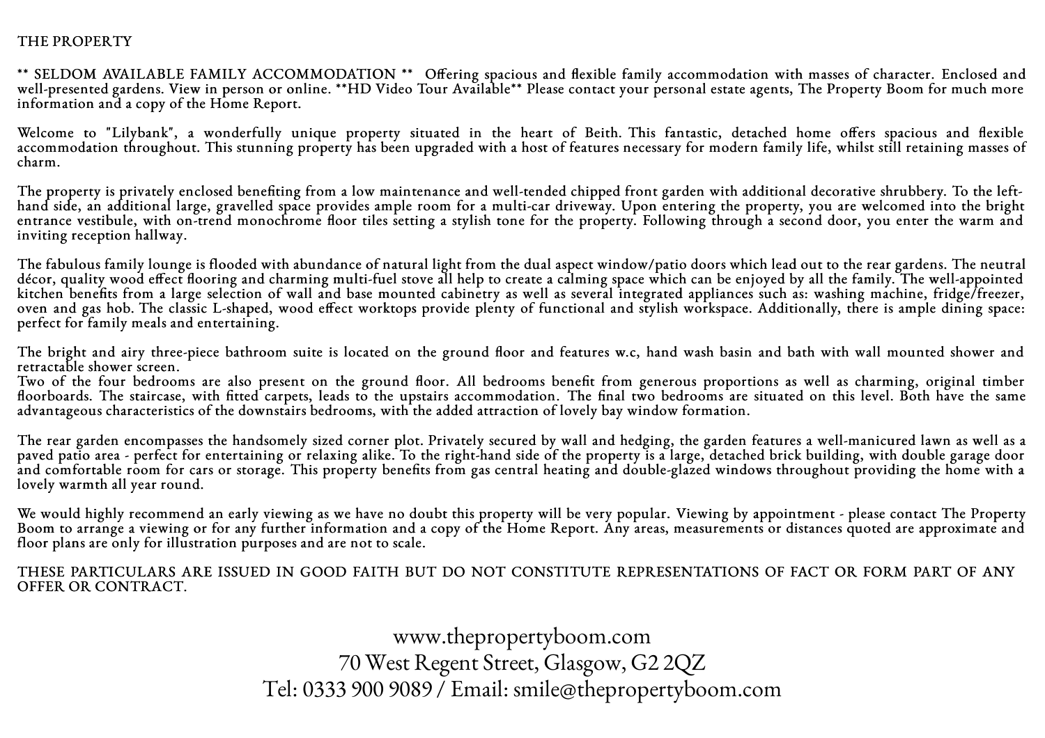# THE PROPERTY

** SELDOM AVAILABLE FAMILY ACCOMMODATION ** Offering spacious and flexible family accommodation with masses of character. Enclosed and well-presented gardens. View in person or online. **HD Video Tour Available** Please contact your personal estate agents, The Property Boom for much more information and a copy of the Home Report.

Welcome to "Lilybank", a wonderfully unique property situated in the heart of Beith. This fantastic, detached home offers spacious and flexible accommodation throughout. This stunning property has been upgraded with a host of features necessary for modern family life, whilst still retaining masses of charm.

The property is privately enclosed benefiting from a low maintenance and well-tended chipped front garden with additional decorative shrubbery. To the left-hand side, an additional large, gravelled space provides ample room for a multi-car driveway. Upon entering the property, you are welcomed into the bright entrance vestibule, with on-trend monochrome floor tiles setting a stylish tone for the property. Following through a second door, you enter the warm and inviting reception hallway.

The fabulous family lounge is flooded with abundance of natural light from the dual aspect window/patio doors which lead out to the rear gardens. The neutral décor, quality wood effect flooring and charming multi-fuel stove all help to create a calming space which can be enjoyed by all the family. The well-appointed kitchen benefits from a large selection of wall and base mounted cabinetry as well as several integrated appliances such as: washing machine, fridge/freezer, oven and gas hob. The classic L-shaped, wood effect worktops provide plenty of functional and stylish workspace. Additionally, there is ample dining space: perfect for family meals and entertaining.

The bright and airy three-piece bathroom suite is located on the ground floor and features w.c, hand wash basin and bath with wall mounted shower and retractable shower screen.
Two of the four bedrooms are also present on the ground floor. All bedrooms benefit from generous proportions as well as charming, original timber floorboards. The staircase, with fitted carpets, leads to the upstairs accommodation. The final two bedrooms are situated on this level. Both have the same advantageous characteristics of the downstairs bedrooms, with the added attraction of lovely bay window formation.

The rear garden encompasses the handsomely sized corner plot. Privately secured by wall and hedging, the garden features a well-manicured lawn as well as a paved patio area - perfect for entertaining or relaxing alike. To the right-hand side of the property is a large, detached brick building, with double garage door and comfortable room for cars or storage. This property benefits from gas central heating and double-glazed windows throughout providing the home with a lovely warmth all year round.

We would highly recommend an early viewing as we have no doubt this property will be very popular. Viewing by appointment - please contact The Property Boom to arrange a viewing or for any further information and a copy of the Home Report. Any areas, measurements or distances quoted are approximate and floor plans are only for illustration purposes and are not to scale.

THESE PARTICULARS ARE ISSUED IN GOOD FAITH BUT DO NOT CONSTITUTE REPRESENTATIONS OF FACT OR FORM PART OF ANY OFFER OR CONTRACT.

www.thepropertyboom.com
70 West Regent Street, Glasgow, G2 2QZ
Tel: 0333 900 9089 / Email: smile@thepropertyboom.com